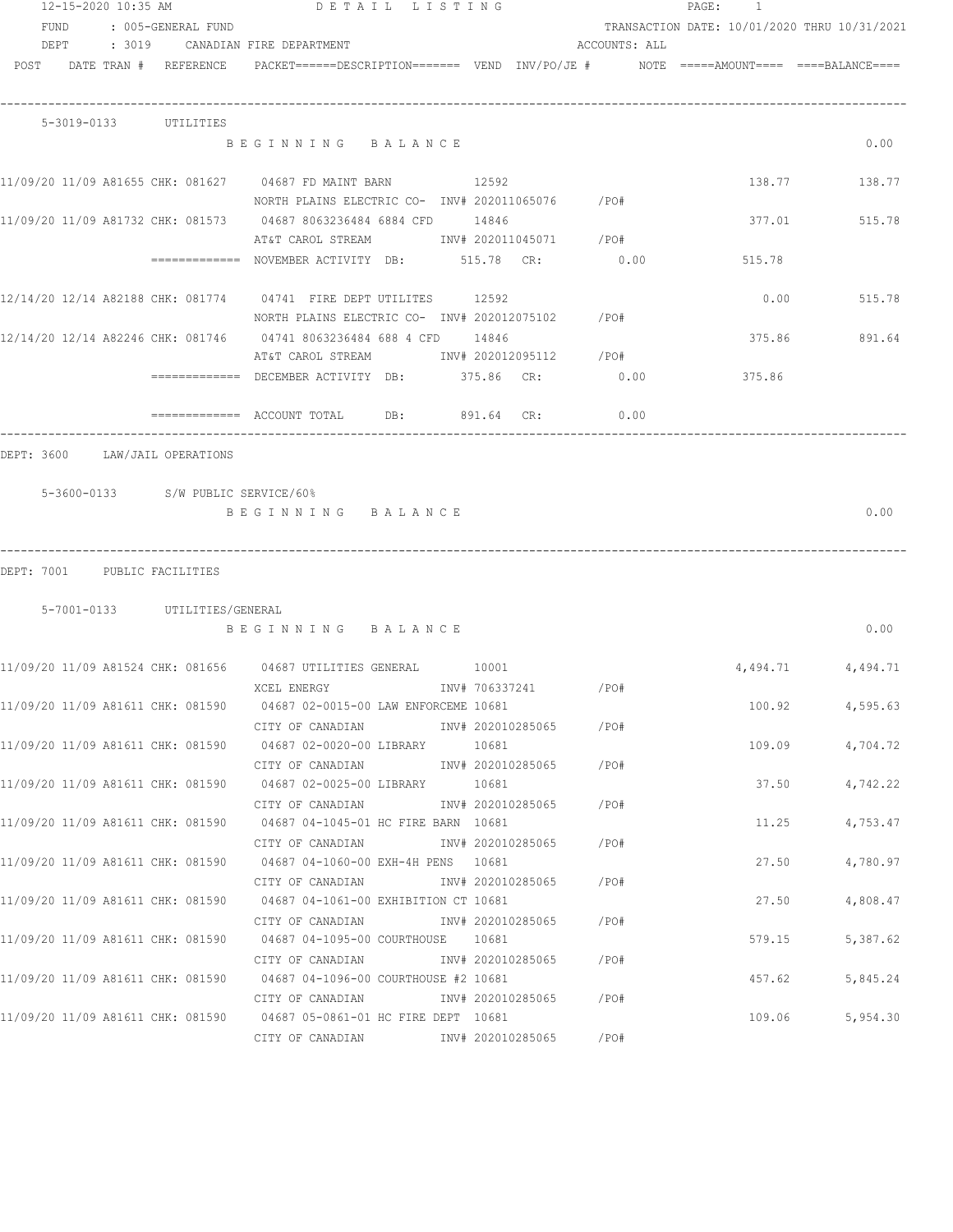12-15-2020 10:35 AM DETAIL LISTING

FUND : 005-GENERAL FUND TRANSACTION DATE: 10/01/2020 THRU 10/31/2021

DEPT : 3019 CANADIAN FIRE DEPARTMENT ACCOUNTS: ALL

| POST | DATE TRAN # | REFERENCE | PACKET======DESCRIPTION======= VEND INV/PO/JE # | NOTE | =====AMOUNT==== | ====BALANCE==== |
|---|---|---|---|---|---|---|

**5-3019-0133 UTILITIES**

| POST | DATE TRAN # | REFERENCE | DESCRIPTION | VEND | INV/PO/JE # | AMOUNT | BALANCE |
|---|---|---|---|---|---|---|---|
| | | | BEGINNING BALANCE | | | | 0.00 |
| 11/09/20 | 11/09 A81655 | CHK: 081627 | 04687 FD MAINT BARN / NORTH PLAINS ELECTRIC CO- | 12592 | INV# 202011065076 /PO# | 138.77 | 138.77 |
| 11/09/20 | 11/09 A81732 | CHK: 081573 | 04687 8063236484 6884 CFD / AT&T CAROL STREAM | 14846 | INV# 202011045071 /PO# | 377.01 | 515.78 |
| | | | ============= NOVEMBER ACTIVITY DB: 515.78 CR: 0.00 | | | 515.78 | |
| 12/14/20 | 12/14 A82188 | CHK: 081774 | 04741 FIRE DEPT UTILITES / NORTH PLAINS ELECTRIC CO- | 12592 | INV# 202012075102 /PO# | 0.00 | 515.78 |
| 12/14/20 | 12/14 A82246 | CHK: 081746 | 04741 8063236484 688 4 CFD / AT&T CAROL STREAM | 14846 | INV# 202012095112 /PO# | 375.86 | 891.64 |
| | | | ============= DECEMBER ACTIVITY DB: 375.86 CR: 0.00 | | | 375.86 | |
| | | | ============= ACCOUNT TOTAL DB: 891.64 CR: 0.00 | | | | |

DEPT: 3600 LAW/JAIL OPERATIONS

**5-3600-0133 S/W PUBLIC SERVICE/60%**

| | BALANCE |
|---|---|
| BEGINNING BALANCE | 0.00 |

DEPT: 7001 PUBLIC FACILITIES

**5-7001-0133 UTILITIES/GENERAL**

| POST | DATE TRAN # | REFERENCE | DESCRIPTION | VEND | INV/PO/JE # | AMOUNT | BALANCE |
|---|---|---|---|---|---|---|---|
| | | | BEGINNING BALANCE | | | | 0.00 |
| 11/09/20 | 11/09 A81524 | CHK: 081656 | 04687 UTILITIES GENERAL / XCEL ENERGY | 10001 | INV# 706337241 /PO# | 4,494.71 | 4,494.71 |
| 11/09/20 | 11/09 A81611 | CHK: 081590 | 04687 02-0015-00 LAW ENFORCEME / CITY OF CANADIAN | 10681 | INV# 202010285065 /PO# | 100.92 | 4,595.63 |
| 11/09/20 | 11/09 A81611 | CHK: 081590 | 04687 02-0020-00 LIBRARY / CITY OF CANADIAN | 10681 | INV# 202010285065 /PO# | 109.09 | 4,704.72 |
| 11/09/20 | 11/09 A81611 | CHK: 081590 | 04687 02-0025-00 LIBRARY / CITY OF CANADIAN | 10681 | INV# 202010285065 /PO# | 37.50 | 4,742.22 |
| 11/09/20 | 11/09 A81611 | CHK: 081590 | 04687 04-1045-01 HC FIRE BARN / CITY OF CANADIAN | 10681 | INV# 202010285065 /PO# | 11.25 | 4,753.47 |
| 11/09/20 | 11/09 A81611 | CHK: 081590 | 04687 04-1060-00 EXH-4H PENS / CITY OF CANADIAN | 10681 | INV# 202010285065 /PO# | 27.50 | 4,780.97 |
| 11/09/20 | 11/09 A81611 | CHK: 081590 | 04687 04-1061-00 EXHIBITION CT / CITY OF CANADIAN | 10681 | INV# 202010285065 /PO# | 27.50 | 4,808.47 |
| 11/09/20 | 11/09 A81611 | CHK: 081590 | 04687 04-1095-00 COURTHOUSE / CITY OF CANADIAN | 10681 | INV# 202010285065 /PO# | 579.15 | 5,387.62 |
| 11/09/20 | 11/09 A81611 | CHK: 081590 | 04687 04-1096-00 COURTHOUSE #2 / CITY OF CANADIAN | 10681 | INV# 202010285065 /PO# | 457.62 | 5,845.24 |
| 11/09/20 | 11/09 A81611 | CHK: 081590 | 04687 05-0861-01 HC FIRE DEPT / CITY OF CANADIAN | 10681 | INV# 202010285065 /PO# | 109.06 | 5,954.30 |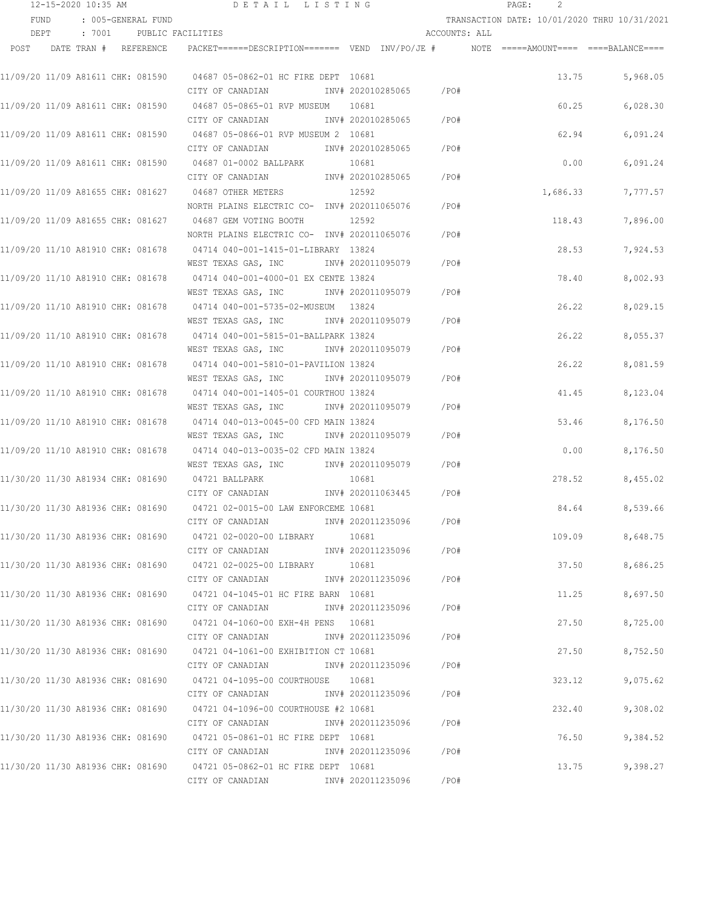FUND : 005-GENERAL FUND TRANSACTION DATE: 10/01/2020 THRU 10/31/2021

DEPT : 7001 PUBLIC FACILITIES ACCOUNTS: ALL

| POST | DATE | TRAN # | REFERENCE | PACKET | DESCRIPTION | VEND | INV/PO/JE # | NOTE | AMOUNT | BALANCE |
|---|---|---|---|---|---|---|---|---|---|---|
| 11/09/20 | 11/09 | A81611 | CHK: 081590 | 04687 | 05-0862-01 HC FIRE DEPT | 10681 | | | 13.75 | 5,968.05 |
| | | | | | CITY OF CANADIAN | | INV# 202010285065 /PO# | | | |
| 11/09/20 | 11/09 | A81611 | CHK: 081590 | 04687 | 05-0865-01 RVP MUSEUM | 10681 | | | 60.25 | 6,028.30 |
| | | | | | CITY OF CANADIAN | | INV# 202010285065 /PO# | | | |
| 11/09/20 | 11/09 | A81611 | CHK: 081590 | 04687 | 05-0866-01 RVP MUSEUM 2 | 10681 | | | 62.94 | 6,091.24 |
| | | | | | CITY OF CANADIAN | | INV# 202010285065 /PO# | | | |
| 11/09/20 | 11/09 | A81611 | CHK: 081590 | 04687 | 01-0002 BALLPARK | 10681 | | | 0.00 | 6,091.24 |
| | | | | | CITY OF CANADIAN | | INV# 202010285065 /PO# | | | |
| 11/09/20 | 11/09 | A81655 | CHK: 081627 | 04687 | OTHER METERS | 12592 | | | 1,686.33 | 7,777.57 |
| | | | | | NORTH PLAINS ELECTRIC CO- | | INV# 202011065076 /PO# | | | |
| 11/09/20 | 11/09 | A81655 | CHK: 081627 | 04687 | GEM VOTING BOOTH | 12592 | | | 118.43 | 7,896.00 |
| | | | | | NORTH PLAINS ELECTRIC CO- | | INV# 202011065076 /PO# | | | |
| 11/09/20 | 11/10 | A81910 | CHK: 081678 | 04714 | 040-001-1415-01-LIBRARY | 13824 | | | 28.53 | 7,924.53 |
| | | | | | WEST TEXAS GAS, INC | | INV# 202011095079 /PO# | | | |
| 11/09/20 | 11/10 | A81910 | CHK: 081678 | 04714 | 040-001-4000-01 EX CENTE | 13824 | | | 78.40 | 8,002.93 |
| | | | | | WEST TEXAS GAS, INC | | INV# 202011095079 /PO# | | | |
| 11/09/20 | 11/10 | A81910 | CHK: 081678 | 04714 | 040-001-5735-02-MUSEUM | 13824 | | | 26.22 | 8,029.15 |
| | | | | | WEST TEXAS GAS, INC | | INV# 202011095079 /PO# | | | |
| 11/09/20 | 11/10 | A81910 | CHK: 081678 | 04714 | 040-001-5815-01-BALLPARK | 13824 | | | 26.22 | 8,055.37 |
| | | | | | WEST TEXAS GAS, INC | | INV# 202011095079 /PO# | | | |
| 11/09/20 | 11/10 | A81910 | CHK: 081678 | 04714 | 040-001-5810-01-PAVILION | 13824 | | | 26.22 | 8,081.59 |
| | | | | | WEST TEXAS GAS, INC | | INV# 202011095079 /PO# | | | |
| 11/09/20 | 11/10 | A81910 | CHK: 081678 | 04714 | 040-001-1405-01 COURTHOU | 13824 | | | 41.45 | 8,123.04 |
| | | | | | WEST TEXAS GAS, INC | | INV# 202011095079 /PO# | | | |
| 11/09/20 | 11/10 | A81910 | CHK: 081678 | 04714 | 040-013-0045-00 CFD MAIN | 13824 | | | 53.46 | 8,176.50 |
| | | | | | WEST TEXAS GAS, INC | | INV# 202011095079 /PO# | | | |
| 11/09/20 | 11/10 | A81910 | CHK: 081678 | 04714 | 040-013-0035-02 CFD MAIN | 13824 | | | 0.00 | 8,176.50 |
| | | | | | WEST TEXAS GAS, INC | | INV# 202011095079 /PO# | | | |
| 11/30/20 | 11/30 | A81934 | CHK: 081690 | 04721 | BALLPARK | 10681 | | | 278.52 | 8,455.02 |
| | | | | | CITY OF CANADIAN | | INV# 202011063445 /PO# | | | |
| 11/30/20 | 11/30 | A81936 | CHK: 081690 | 04721 | 02-0015-00 LAW ENFORCEME | 10681 | | | 84.64 | 8,539.66 |
| | | | | | CITY OF CANADIAN | | INV# 202011235096 /PO# | | | |
| 11/30/20 | 11/30 | A81936 | CHK: 081690 | 04721 | 02-0020-00 LIBRARY | 10681 | | | 109.09 | 8,648.75 |
| | | | | | CITY OF CANADIAN | | INV# 202011235096 /PO# | | | |
| 11/30/20 | 11/30 | A81936 | CHK: 081690 | 04721 | 02-0025-00 LIBRARY | 10681 | | | 37.50 | 8,686.25 |
| | | | | | CITY OF CANADIAN | | INV# 202011235096 /PO# | | | |
| 11/30/20 | 11/30 | A81936 | CHK: 081690 | 04721 | 04-1045-01 HC FIRE BARN | 10681 | | | 11.25 | 8,697.50 |
| | | | | | CITY OF CANADIAN | | INV# 202011235096 /PO# | | | |
| 11/30/20 | 11/30 | A81936 | CHK: 081690 | 04721 | 04-1060-00 EXH-4H PENS | 10681 | | | 27.50 | 8,725.00 |
| | | | | | CITY OF CANADIAN | | INV# 202011235096 /PO# | | | |
| 11/30/20 | 11/30 | A81936 | CHK: 081690 | 04721 | 04-1061-00 EXHIBITION CT | 10681 | | | 27.50 | 8,752.50 |
| | | | | | CITY OF CANADIAN | | INV# 202011235096 /PO# | | | |
| 11/30/20 | 11/30 | A81936 | CHK: 081690 | 04721 | 04-1095-00 COURTHOUSE | 10681 | | | 323.12 | 9,075.62 |
| | | | | | CITY OF CANADIAN | | INV# 202011235096 /PO# | | | |
| 11/30/20 | 11/30 | A81936 | CHK: 081690 | 04721 | 04-1096-00 COURTHOUSE #2 | 10681 | | | 232.40 | 9,308.02 |
| | | | | | CITY OF CANADIAN | | INV# 202011235096 /PO# | | | |
| 11/30/20 | 11/30 | A81936 | CHK: 081690 | 04721 | 05-0861-01 HC FIRE DEPT | 10681 | | | 76.50 | 9,384.52 |
| | | | | | CITY OF CANADIAN | | INV# 202011235096 /PO# | | | |
| 11/30/20 | 11/30 | A81936 | CHK: 081690 | 04721 | 05-0862-01 HC FIRE DEPT | 10681 | | | 13.75 | 9,398.27 |
| | | | | | CITY OF CANADIAN | | INV# 202011235096 /PO# | | | |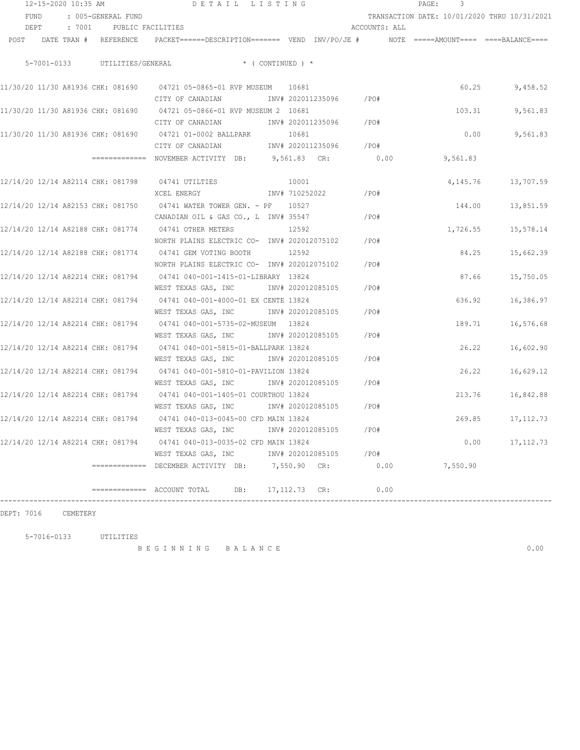12-15-2020 10:35 AM DETAIL LISTING

FUND : 005-GENERAL FUND TRANSACTION DATE: 10/01/2020 THRU 10/31/2021

DEPT : 7001 PUBLIC FACILITIES ACCOUNTS: ALL

| POST | DATE TRAN # | REFERENCE | PACKET======DESCRIPTION======= VEND INV/PO/JE # | NOTE | =====AMOUNT==== | ====BALANCE==== |
|---|---|---|---|---|---|---|
| | | | 5-7001-0133 UTILITIES/GENERAL * ( CONTINUED ) * | | | |
| 11/30/20 | 11/30 A81936 | CHK: 081690 | 04721 05-0865-01 RVP MUSEUM 10681 | | 60.25 | 9,458.52 |
| | | | CITY OF CANADIAN INV# 202011235096 /PO# | | | |
| 11/30/20 | 11/30 A81936 | CHK: 081690 | 04721 05-0866-01 RVP MUSEUM 2 10681 | | 103.31 | 9,561.83 |
| | | | CITY OF CANADIAN INV# 202011235096 /PO# | | | |
| 11/30/20 | 11/30 A81936 | CHK: 081690 | 04721 01-0002 BALLPARK 10681 | | 0.00 | 9,561.83 |
| | | | CITY OF CANADIAN INV# 202011235096 /PO# | | | |
| | | ============= | NOVEMBER ACTIVITY DB: 9,561.83 CR: 0.00 | | 9,561.83 | |
| 12/14/20 | 12/14 A82114 | CHK: 081798 | 04741 UTILTIES 10001 | | 4,145.76 | 13,707.59 |
| | | | XCEL ENERGY INV# 710252022 /PO# | | | |
| 12/14/20 | 12/14 A82153 | CHK: 081750 | 04741 WATER TOWER GEN. - PF 10527 | | 144.00 | 13,851.59 |
| | | | CANADIAN OIL & GAS CO., L INV# 35547 /PO# | | | |
| 12/14/20 | 12/14 A82188 | CHK: 081774 | 04741 OTHER METERS 12592 | | 1,726.55 | 15,578.14 |
| | | | NORTH PLAINS ELECTRIC CO- INV# 202012075102 /PO# | | | |
| 12/14/20 | 12/14 A82188 | CHK: 081774 | 04741 GEM VOTING BOOTH 12592 | | 84.25 | 15,662.39 |
| | | | NORTH PLAINS ELECTRIC CO- INV# 202012075102 /PO# | | | |
| 12/14/20 | 12/14 A82214 | CHK: 081794 | 04741 040-001-1415-01-LIBRARY 13824 | | 87.66 | 15,750.05 |
| | | | WEST TEXAS GAS, INC INV# 202012085105 /PO# | | | |
| 12/14/20 | 12/14 A82214 | CHK: 081794 | 04741 040-001-4000-01 EX CENTE 13824 | | 636.92 | 16,386.97 |
| | | | WEST TEXAS GAS, INC INV# 202012085105 /PO# | | | |
| 12/14/20 | 12/14 A82214 | CHK: 081794 | 04741 040-001-5735-02-MUSEUM 13824 | | 189.71 | 16,576.68 |
| | | | WEST TEXAS GAS, INC INV# 202012085105 /PO# | | | |
| 12/14/20 | 12/14 A82214 | CHK: 081794 | 04741 040-001-5815-01-BALLPARK 13824 | | 26.22 | 16,602.90 |
| | | | WEST TEXAS GAS, INC INV# 202012085105 /PO# | | | |
| 12/14/20 | 12/14 A82214 | CHK: 081794 | 04741 040-001-5810-01-PAVILION 13824 | | 26.22 | 16,629.12 |
| | | | WEST TEXAS GAS, INC INV# 202012085105 /PO# | | | |
| 12/14/20 | 12/14 A82214 | CHK: 081794 | 04741 040-001-1405-01 COURTHOU 13824 | | 213.76 | 16,842.88 |
| | | | WEST TEXAS GAS, INC INV# 202012085105 /PO# | | | |
| 12/14/20 | 12/14 A82214 | CHK: 081794 | 04741 040-013-0045-00 CFD MAIN 13824 | | 269.85 | 17,112.73 |
| | | | WEST TEXAS GAS, INC INV# 202012085105 /PO# | | | |
| 12/14/20 | 12/14 A82214 | CHK: 081794 | 04741 040-013-0035-02 CFD MAIN 13824 | | 0.00 | 17,112.73 |
| | | | WEST TEXAS GAS, INC INV# 202012085105 /PO# | | | |
| | | ============= | DECEMBER ACTIVITY DB: 7,550.90 CR: 0.00 | | 7,550.90 | |
| | | ============= | ACCOUNT TOTAL DB: 17,112.73 CR: 0.00 | | | |

DEPT: 7016 CEMETERY

5-7016-0133 UTILITIES

BEGINNING BALANCE 0.00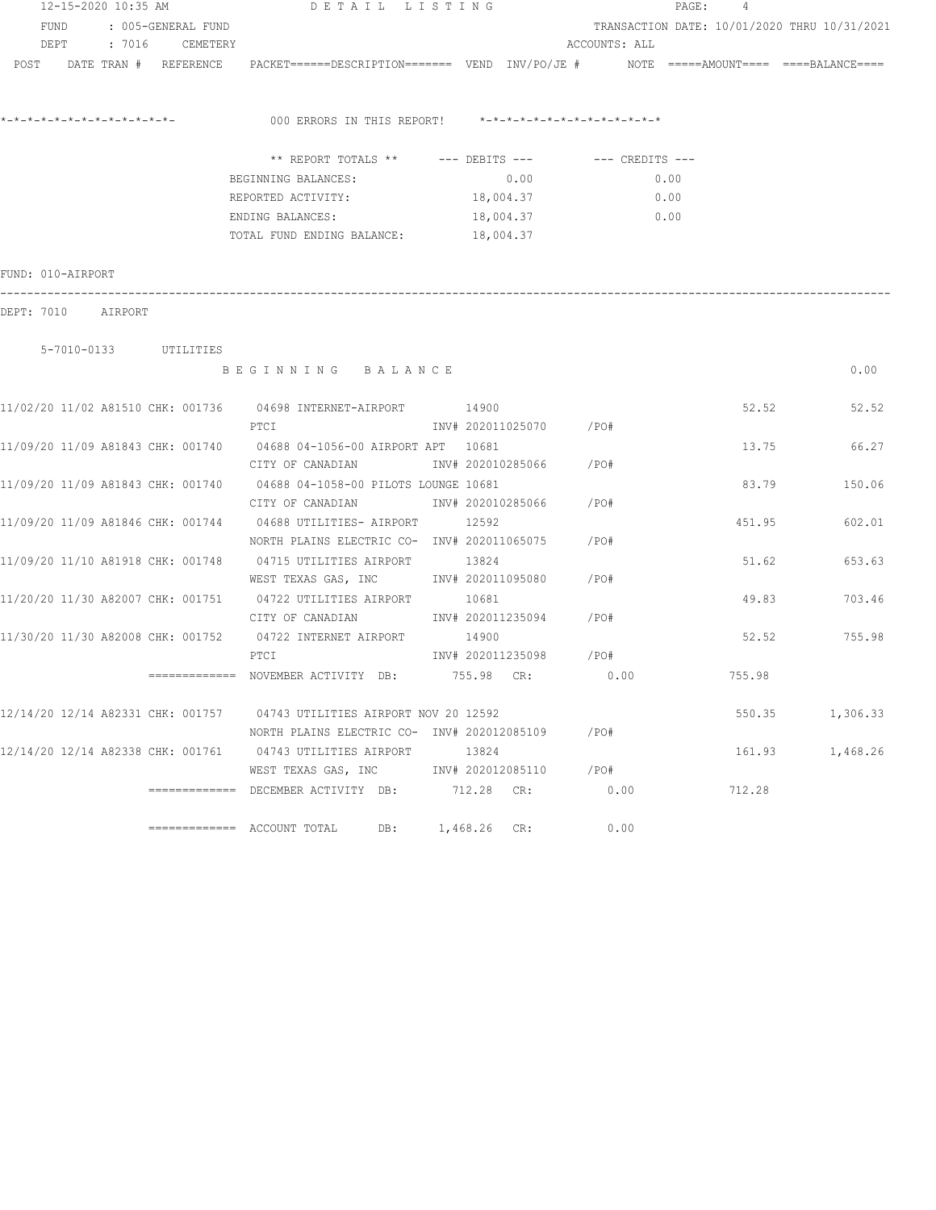12-15-2020 10:35 AM — DETAIL LISTING

FUND : 005-GENERAL FUND — TRANSACTION DATE: 10/01/2020 THRU 10/31/2021

DEPT : 7016 CEMETERY — ACCOUNTS: ALL

POST DATE TRAN # REFERENCE PACKET======DESCRIPTION======= VEND INV/PO/JE # NOTE =====AMOUNT==== ====BALANCE====

*-*-*-*-*-*-*-*-*-*-*-*-*-*- 000 ERRORS IN THIS REPORT! *-*-*-*-*-*-*-*-*-*-*-*-*-*

| ** REPORT TOTALS ** | --- DEBITS --- | --- CREDITS --- |
|---|---|---|
| BEGINNING BALANCES: | 0.00 | 0.00 |
| REPORTED ACTIVITY: | 18,004.37 | 0.00 |
| ENDING BALANCES: | 18,004.37 | 0.00 |
| TOTAL FUND ENDING BALANCE: | 18,004.37 | |

FUND: 010-AIRPORT

DEPT: 7010 AIRPORT

5-7010-0133 UTILITIES

| POST | DATE | TRAN # | REFERENCE | PACKET / DESCRIPTION | VEND | INV/PO/JE # | AMOUNT | BALANCE |
|---|---|---|---|---|---|---|---|---|
| | | | | BEGINNING BALANCE | | | | 0.00 |
| 11/02/20 | 11/02 | A81510 | CHK: 001736 | 04698 INTERNET-AIRPORT / PTCI | 14900 | INV# 202011025070 /PO# | 52.52 | 52.52 |
| 11/09/20 | 11/09 | A81843 | CHK: 001740 | 04688 04-1056-00 AIRPORT APT / CITY OF CANADIAN | 10681 | INV# 202010285066 /PO# | 13.75 | 66.27 |
| 11/09/20 | 11/09 | A81843 | CHK: 001740 | 04688 04-1058-00 PILOTS LOUNGE / CITY OF CANADIAN | 10681 | INV# 202010285066 /PO# | 83.79 | 150.06 |
| 11/09/20 | 11/09 | A81846 | CHK: 001744 | 04688 UTILITIES- AIRPORT / NORTH PLAINS ELECTRIC CO- | 12592 | INV# 202011065075 /PO# | 451.95 | 602.01 |
| 11/09/20 | 11/10 | A81918 | CHK: 001748 | 04715 UTILITIES AIRPORT / WEST TEXAS GAS, INC | 13824 | INV# 202011095080 /PO# | 51.62 | 653.63 |
| 11/20/20 | 11/30 | A82007 | CHK: 001751 | 04722 UTILITIES AIRPORT / CITY OF CANADIAN | 10681 | INV# 202011235094 /PO# | 49.83 | 703.46 |
| 11/30/20 | 11/30 | A82008 | CHK: 001752 | 04722 INTERNET AIRPORT / PTCI | 14900 | INV# 202011235098 /PO# | 52.52 | 755.98 |
| | | | ============= | NOVEMBER ACTIVITY DB: 755.98 CR: 0.00 | | | 755.98 | |
| 12/14/20 | 12/14 | A82331 | CHK: 001757 | 04743 UTILITIES AIRPORT NOV 20 / NORTH PLAINS ELECTRIC CO- | 12592 | INV# 202012085109 /PO# | 550.35 | 1,306.33 |
| 12/14/20 | 12/14 | A82338 | CHK: 001761 | 04743 UTILITIES AIRPORT / WEST TEXAS GAS, INC | 13824 | INV# 202012085110 /PO# | 161.93 | 1,468.26 |
| | | | ============= | DECEMBER ACTIVITY DB: 712.28 CR: 0.00 | | | 712.28 | |
| | | | ============= | ACCOUNT TOTAL DB: 1,468.26 CR: 0.00 | | | | |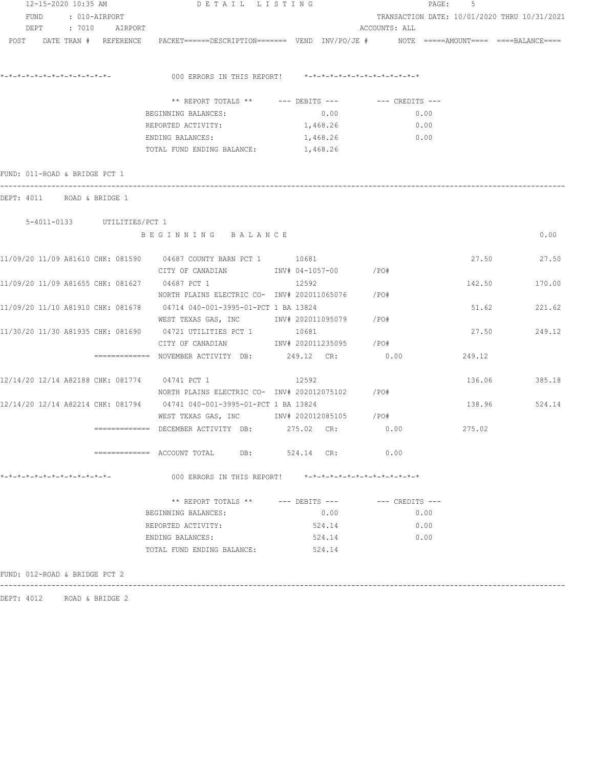12-15-2020 10:35 AM DETAIL LISTING

FUND : 010-AIRPORT TRANSACTION DATE: 10/01/2020 THRU 10/31/2021

DEPT : 7010 AIRPORT ACCOUNTS: ALL

POST DATE TRAN # REFERENCE PACKET======DESCRIPTION======= VEND INV/PO/JE # NOTE =====AMOUNT==== ====BALANCE====

*-*-*-*-*-*-*-*-*-*-*-*-*-*- 000 ERRORS IN THIS REPORT! *-*-*-*-*-*-*-*-*-*-*-*-*-*-*

| ** REPORT TOTALS ** | --- DEBITS --- | --- CREDITS --- |
|---|---|---|
| BEGINNING BALANCES: | 0.00 | 0.00 |
| REPORTED ACTIVITY: | 1,468.26 | 0.00 |
| ENDING BALANCES: | 1,468.26 | 0.00 |
| TOTAL FUND ENDING BALANCE: | 1,468.26 | |

FUND: 011-ROAD & BRIDGE PCT 1

DEPT: 4011 ROAD & BRIDGE 1

5-4011-0133 UTILITIES/PCT 1

| POST DATE | TRAN # | REFERENCE | PACKET / DESCRIPTION | VEND | INV/PO/JE # | AMOUNT | BALANCE |
|---|---|---|---|---|---|---|---|
| | | | BEGINNING BALANCE | | | | 0.00 |
| 11/09/20 11/09 | A81610 | CHK: 081590 | 04687 COUNTY BARN PCT 1 / CITY OF CANADIAN | 10681 | INV# 04-1057-00 /PO# | 27.50 | 27.50 |
| 11/09/20 11/09 | A81655 | CHK: 081627 | 04687 PCT 1 / NORTH PLAINS ELECTRIC CO- | 12592 | INV# 202011065076 /PO# | 142.50 | 170.00 |
| 11/09/20 11/10 | A81910 | CHK: 081678 | 04714 040-001-3995-01-PCT 1 BA / WEST TEXAS GAS, INC | 13824 | INV# 202011095079 /PO# | 51.62 | 221.62 |
| 11/30/20 11/30 | A81935 | CHK: 081690 | 04721 UTILITIES PCT 1 / CITY OF CANADIAN | 10681 | INV# 202011235095 /PO# | 27.50 | 249.12 |
| | | | ============= NOVEMBER ACTIVITY DB: 249.12 CR: 0.00 | | | 249.12 | |
| 12/14/20 12/14 | A82188 | CHK: 081774 | 04741 PCT 1 / NORTH PLAINS ELECTRIC CO- | 12592 | INV# 202012075102 /PO# | 136.06 | 385.18 |
| 12/14/20 12/14 | A82214 | CHK: 081794 | 04741 040-001-3995-01-PCT 1 BA / WEST TEXAS GAS, INC | 13824 | INV# 202012085105 /PO# | 138.96 | 524.14 |
| | | | ============= DECEMBER ACTIVITY DB: 275.02 CR: 0.00 | | | 275.02 | |
| | | | ============= ACCOUNT TOTAL DB: 524.14 CR: 0.00 | | | | |

*-*-*-*-*-*-*-*-*-*-*-*-*-*- 000 ERRORS IN THIS REPORT! *-*-*-*-*-*-*-*-*-*-*-*-*-*-*

| ** REPORT TOTALS ** | --- DEBITS --- | --- CREDITS --- |
|---|---|---|
| BEGINNING BALANCES: | 0.00 | 0.00 |
| REPORTED ACTIVITY: | 524.14 | 0.00 |
| ENDING BALANCES: | 524.14 | 0.00 |
| TOTAL FUND ENDING BALANCE: | 524.14 | |

FUND: 012-ROAD & BRIDGE PCT 2

DEPT: 4012 ROAD & BRIDGE 2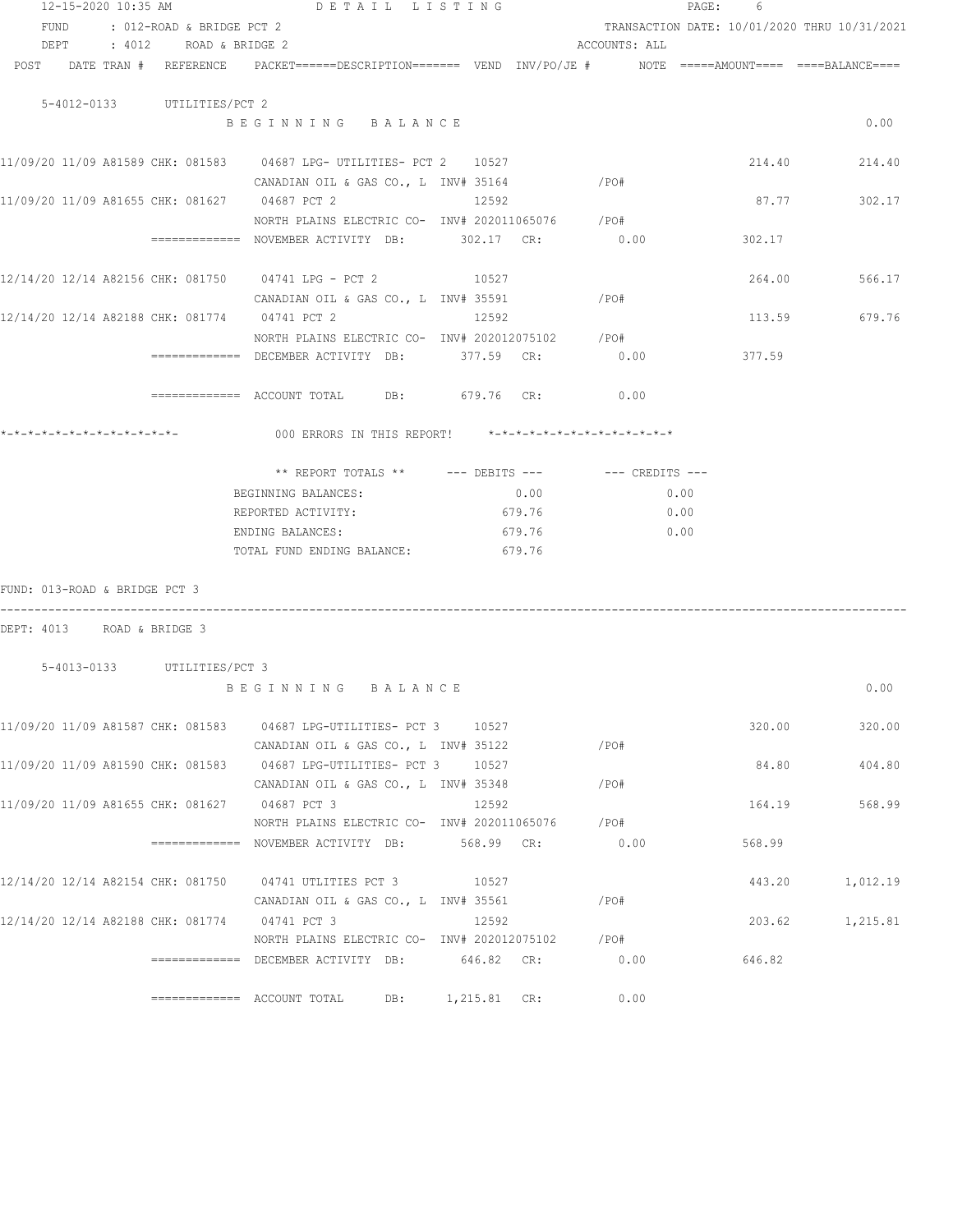12-15-2020 10:35 AM DETAIL LISTING

FUND : 012-ROAD & BRIDGE PCT 2 TRANSACTION DATE: 10/01/2020 THRU 10/31/2021

DEPT : 4012 ROAD & BRIDGE 2 ACCOUNTS: ALL

| POST | DATE | TRAN # | REFERENCE | PACKET======DESCRIPTION======= | VEND | INV/PO/JE # | NOTE | =====AMOUNT==== | ====BALANCE==== |
|---|---|---|---|---|---|---|---|---|---|

**5-4012-0133 UTILITIES/PCT 2**

B E G I N N I N G   B A L A N C E — 0.00

| POST | DATE | TRAN # | REFERENCE | PACKET / DESCRIPTION | VEND | INV/PO/JE # | AMOUNT | BALANCE |
|---|---|---|---|---|---|---|---|---|
| 11/09/20 | 11/09 | A81589 | CHK: 081583 | 04687 LPG- UTILITIES- PCT 2 / CANADIAN OIL & GAS CO., L | 10527 | INV# 35164 /PO# | 214.40 | 214.40 |
| 11/09/20 | 11/09 | A81655 | CHK: 081627 | 04687 PCT 2 / NORTH PLAINS ELECTRIC CO- | 12592 | INV# 202011065076 /PO# | 87.77 | 302.17 |

============= NOVEMBER ACTIVITY DB: 302.17 CR: 0.00 — 302.17

| POST | DATE | TRAN # | REFERENCE | PACKET / DESCRIPTION | VEND | INV/PO/JE # | AMOUNT | BALANCE |
|---|---|---|---|---|---|---|---|---|
| 12/14/20 | 12/14 | A82156 | CHK: 081750 | 04741 LPG - PCT 2 / CANADIAN OIL & GAS CO., L | 10527 | INV# 35591 /PO# | 264.00 | 566.17 |
| 12/14/20 | 12/14 | A82188 | CHK: 081774 | 04741 PCT 2 / NORTH PLAINS ELECTRIC CO- | 12592 | INV# 202012075102 /PO# | 113.59 | 679.76 |

============= DECEMBER ACTIVITY DB: 377.59 CR: 0.00 — 377.59

============= ACCOUNT TOTAL DB: 679.76 CR: 0.00

*-*-*-*-*-*-*-*-*-*-*-*-*-  000 ERRORS IN THIS REPORT!  *-*-*-*-*-*-*-*-*-*-*-*-*-*

| ** REPORT TOTALS ** | --- DEBITS --- | --- CREDITS --- |
|---|---|---|
| BEGINNING BALANCES: | 0.00 | 0.00 |
| REPORTED ACTIVITY: | 679.76 | 0.00 |
| ENDING BALANCES: | 679.76 | 0.00 |
| TOTAL FUND ENDING BALANCE: | 679.76 | |

FUND: 013-ROAD & BRIDGE PCT 3

DEPT: 4013 ROAD & BRIDGE 3

**5-4013-0133 UTILITIES/PCT 3**

B E G I N N I N G   B A L A N C E — 0.00

| POST | DATE | TRAN # | REFERENCE | PACKET / DESCRIPTION | VEND | INV/PO/JE # | AMOUNT | BALANCE |
|---|---|---|---|---|---|---|---|---|
| 11/09/20 | 11/09 | A81587 | CHK: 081583 | 04687 LPG-UTILITIES- PCT 3 / CANADIAN OIL & GAS CO., L | 10527 | INV# 35122 /PO# | 320.00 | 320.00 |
| 11/09/20 | 11/09 | A81590 | CHK: 081583 | 04687 LPG-UTILITIES- PCT 3 / CANADIAN OIL & GAS CO., L | 10527 | INV# 35348 /PO# | 84.80 | 404.80 |
| 11/09/20 | 11/09 | A81655 | CHK: 081627 | 04687 PCT 3 / NORTH PLAINS ELECTRIC CO- | 12592 | INV# 202011065076 /PO# | 164.19 | 568.99 |

============= NOVEMBER ACTIVITY DB: 568.99 CR: 0.00 — 568.99

| POST | DATE | TRAN # | REFERENCE | PACKET / DESCRIPTION | VEND | INV/PO/JE # | AMOUNT | BALANCE |
|---|---|---|---|---|---|---|---|---|
| 12/14/20 | 12/14 | A82154 | CHK: 081750 | 04741 UTLITIES PCT 3 / CANADIAN OIL & GAS CO., L | 10527 | INV# 35561 /PO# | 443.20 | 1,012.19 |
| 12/14/20 | 12/14 | A82188 | CHK: 081774 | 04741 PCT 3 / NORTH PLAINS ELECTRIC CO- | 12592 | INV# 202012075102 /PO# | 203.62 | 1,215.81 |

============= DECEMBER ACTIVITY DB: 646.82 CR: 0.00 — 646.82

============= ACCOUNT TOTAL DB: 1,215.81 CR: 0.00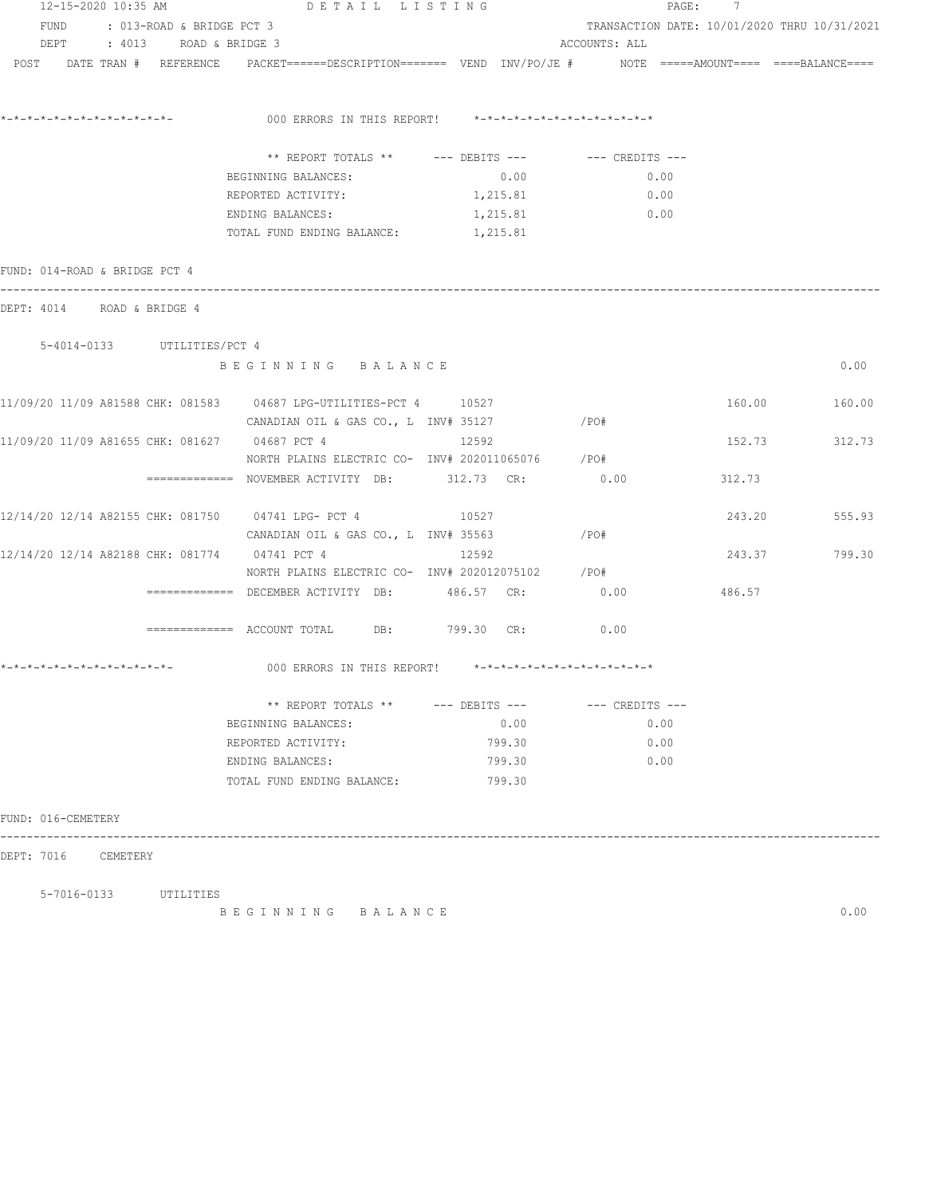FUND : 013-ROAD & BRIDGE PCT 3 TRANSACTION DATE: 10/01/2020 THRU 10/31/2021
DEPT : 4013 ROAD & BRIDGE 3 ACCOUNTS: ALL

POST DATE TRAN # REFERENCE PACKET======DESCRIPTION======= VEND INV/PO/JE # NOTE =====AMOUNT==== ====BALANCE====

*-*-*-*-*-*-*-*-*-*-*-*-*-*- 000 ERRORS IN THIS REPORT! *-*-*-*-*-*-*-*-*-*-*-*-*-*

| ** REPORT TOTALS ** | --- DEBITS --- | --- CREDITS --- |
|---|---|---|
| BEGINNING BALANCES: | 0.00 | 0.00 |
| REPORTED ACTIVITY: | 1,215.81 | 0.00 |
| ENDING BALANCES: | 1,215.81 | 0.00 |
| TOTAL FUND ENDING BALANCE: | 1,215.81 | |

FUND: 014-ROAD & BRIDGE PCT 4

DEPT: 4014 ROAD & BRIDGE 4

5-4014-0133 UTILITIES/PCT 4

B E G I N N I N G B A L A N C E 0.00

| POST DATE | TRAN # | REFERENCE | PACKET | DESCRIPTION | VEND | INV/PO/JE # | AMOUNT | BALANCE |
|---|---|---|---|---|---|---|---|---|
| 11/09/20 11/09 | A81588 | CHK: 081583 | 04687 | LPG-UTILITIES-PCT 4 | 10527 | | 160.00 | 160.00 |
| | | | | CANADIAN OIL & GAS CO., L | | INV# 35127 /PO# | | |
| 11/09/20 11/09 | A81655 | CHK: 081627 | 04687 | PCT 4 | 12592 | | 152.73 | 312.73 |
| | | | | NORTH PLAINS ELECTRIC CO- | | INV# 202011065076 /PO# | | |

============= NOVEMBER ACTIVITY DB: 312.73 CR: 0.00 312.73

| POST DATE | TRAN # | REFERENCE | PACKET | DESCRIPTION | VEND | INV/PO/JE # | AMOUNT | BALANCE |
|---|---|---|---|---|---|---|---|---|
| 12/14/20 12/14 | A82155 | CHK: 081750 | 04741 | LPG- PCT 4 | 10527 | | 243.20 | 555.93 |
| | | | | CANADIAN OIL & GAS CO., L | | INV# 35563 /PO# | | |
| 12/14/20 12/14 | A82188 | CHK: 081774 | 04741 | PCT 4 | 12592 | | 243.37 | 799.30 |
| | | | | NORTH PLAINS ELECTRIC CO- | | INV# 202012075102 /PO# | | |

============= DECEMBER ACTIVITY DB: 486.57 CR: 0.00 486.57

============= ACCOUNT TOTAL DB: 799.30 CR: 0.00

*-*-*-*-*-*-*-*-*-*-*-*-*-*- 000 ERRORS IN THIS REPORT! *-*-*-*-*-*-*-*-*-*-*-*-*-*

| ** REPORT TOTALS ** | --- DEBITS --- | --- CREDITS --- |
|---|---|---|
| BEGINNING BALANCES: | 0.00 | 0.00 |
| REPORTED ACTIVITY: | 799.30 | 0.00 |
| ENDING BALANCES: | 799.30 | 0.00 |
| TOTAL FUND ENDING BALANCE: | 799.30 | |

FUND: 016-CEMETERY

DEPT: 7016 CEMETERY

5-7016-0133 UTILITIES

B E G I N N I N G B A L A N C E 0.00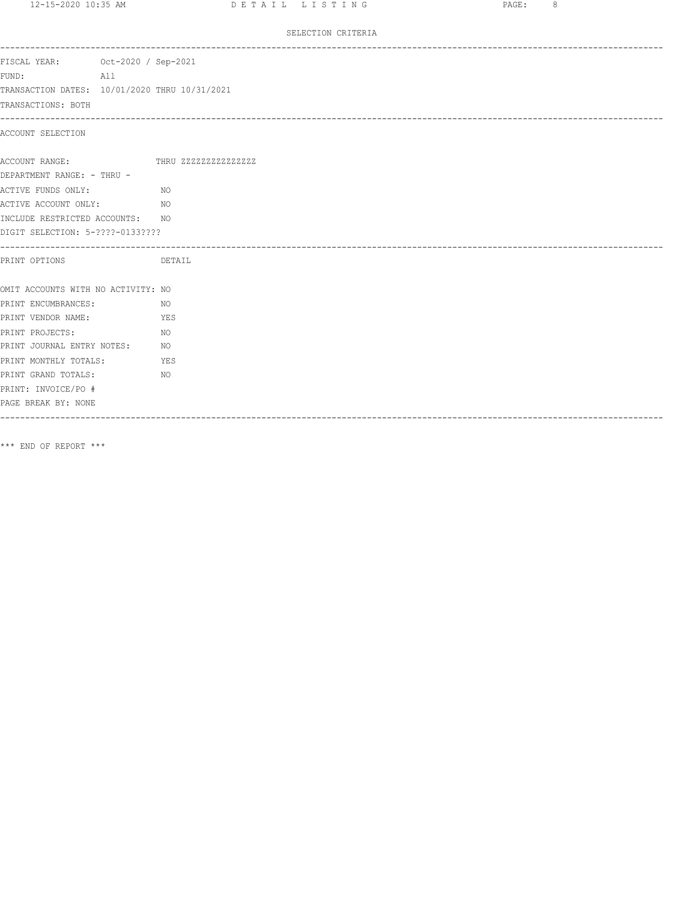SELECTION CRITERIA

---

FISCAL YEAR: Oct-2020 / Sep-2021
FUND: All
TRANSACTION DATES: 10/01/2020 THRU 10/31/2021
TRANSACTIONS: BOTH

---

ACCOUNT SELECTION

ACCOUNT RANGE: THRU ZZZZZZZZZZZZZZZ
DEPARTMENT RANGE: - THRU -
ACTIVE FUNDS ONLY: NO
ACTIVE ACCOUNT ONLY: NO
INCLUDE RESTRICTED ACCOUNTS: NO
DIGIT SELECTION: 5-????-0133????

---

PRINT OPTIONS DETAIL

OMIT ACCOUNTS WITH NO ACTIVITY: NO
PRINT ENCUMBRANCES: NO
PRINT VENDOR NAME: YES
PRINT PROJECTS: NO
PRINT JOURNAL ENTRY NOTES: NO
PRINT MONTHLY TOTALS: YES
PRINT GRAND TOTALS: NO
PRINT: INVOICE/PO #
PAGE BREAK BY: NONE

---

*** END OF REPORT ***